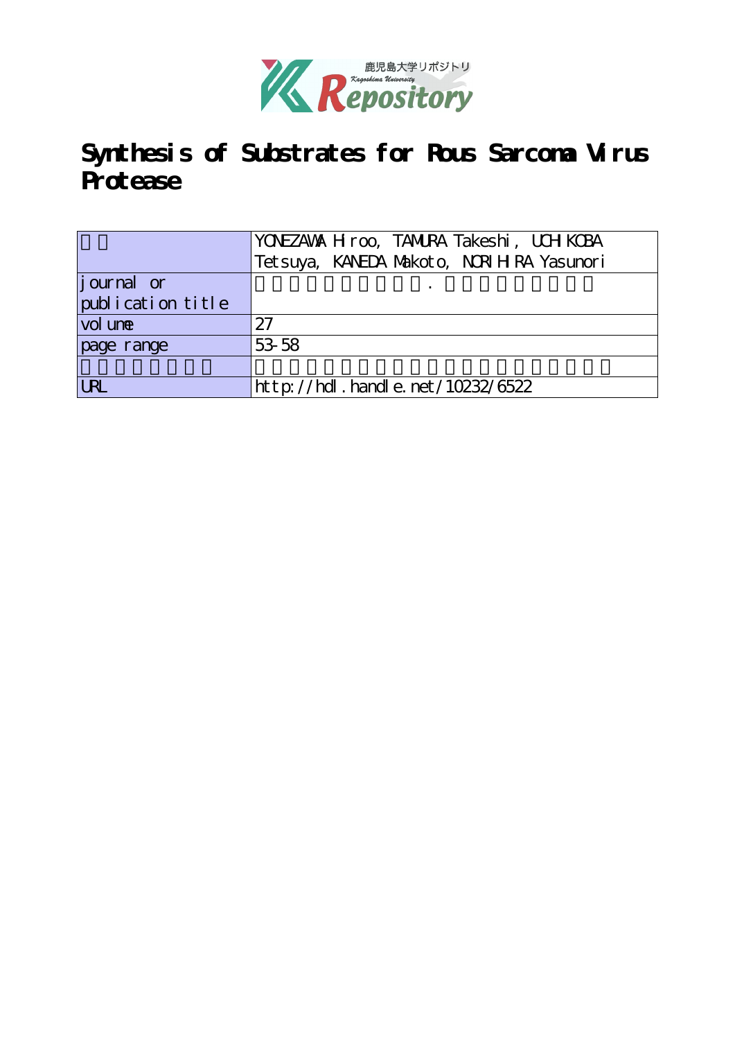鹿児島大学リポジトリ
Kagoshima University
Repository

# Synthesis of Substrates for Rous Sarcoma Virus Protease

| 著者 | YONEZAWA Hiroo, TAMURA Takeshi, UCHIKOBA Tetsuya, KANEDA Makoto, NORIHIRA Yasunori |
|---|---|
| journal or publication title | 鹿児島大学理学部紀要．数学・物理学・化学 |
| volume | 27 |
| page range | 53-58 |
| 別言語のタイトル | ラウス肉腫ウイルスプロテアーゼの基質の合成 |
| URL | http://hdl.handle.net/10232/6522 |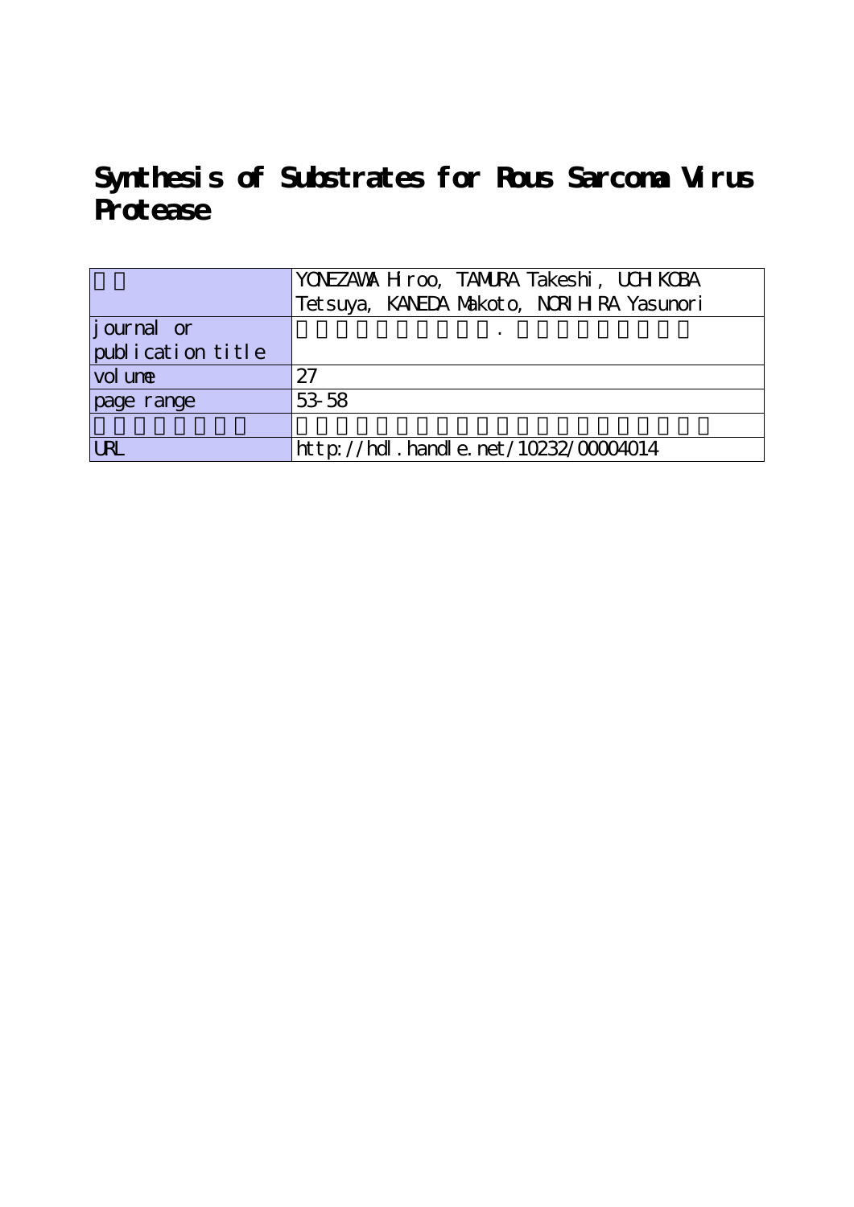# Synthesis of Substrates for Rous Sarcoma Virus Protease

| | |
|---|---|
| | YONEZAWA Hiroo, TAMURA Takeshi, UCHIKOBA Tetsuya, KANEDA Makoto, NORIHIRA Yasunori |
| journal or publication title | |
| volume | 27 |
| page range | 53-58 |
| | |
| URL | http://hdl.handle.net/10232/00004014 |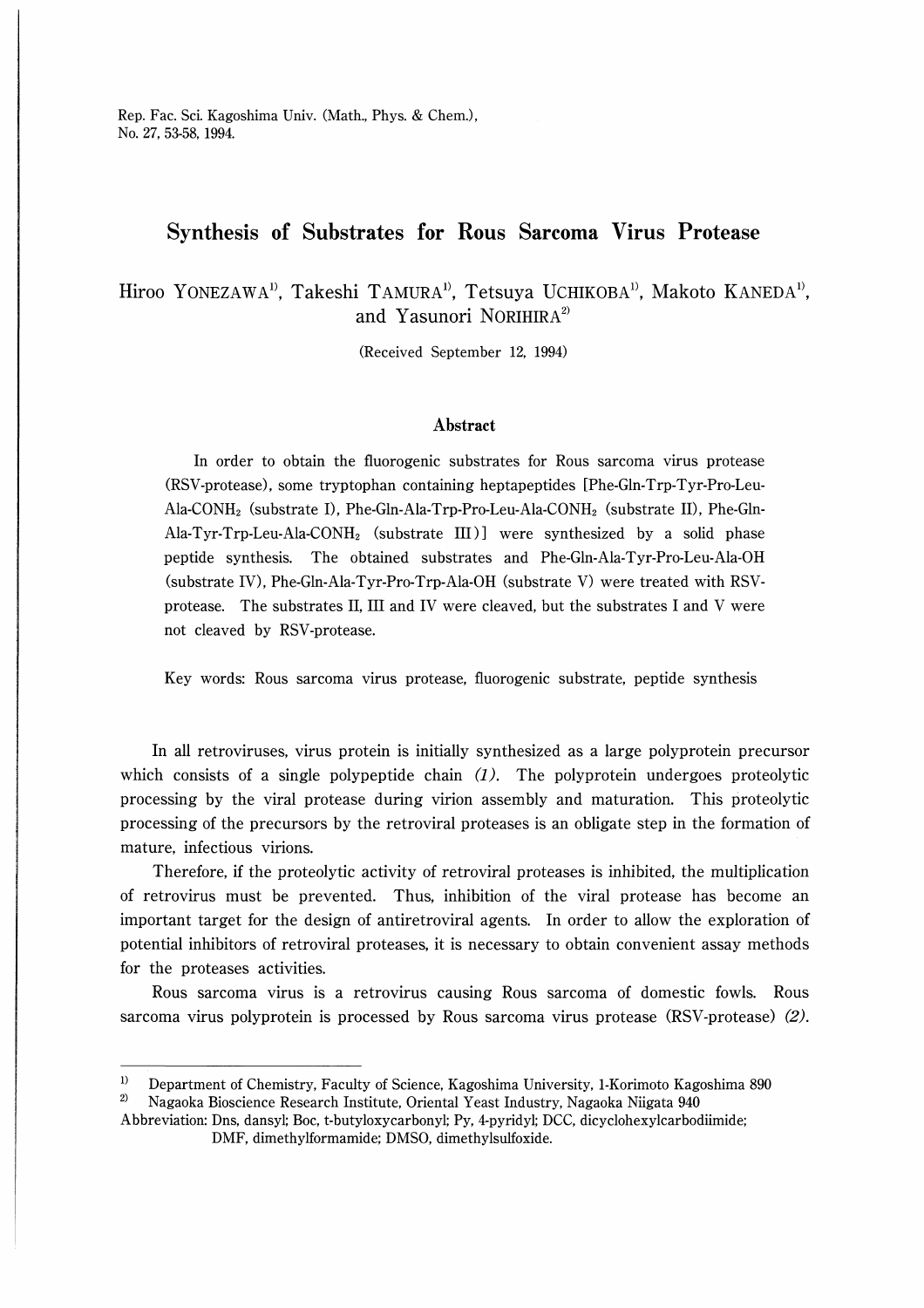# Synthesis of Substrates for Rous Sarcoma Virus Protease

Hiroo YONEZAWA[1], Takeshi TAMURA[1], Tetsuya UCHIKOBA[1], Makoto KANEDA[1], and Yasunori NORIHIRA[2]

(Received September 12, 1994)

## Abstract

In order to obtain the fluorogenic substrates for Rous sarcoma virus protease (RSV-protease), some tryptophan containing heptapeptides [Phe-Gln-Trp-Tyr-Pro-Leu-Ala-$CONH_2$ (substrate I), Phe-Gln-Ala-Trp-Pro-Leu-Ala-$CONH_2$ (substrate II), Phe-Gln-Ala-Tyr-Trp-Leu-Ala-$CONH_2$ (substrate III)] were synthesized by a solid phase peptide synthesis. The obtained substrates and Phe-Gln-Ala-Tyr-Pro-Leu-Ala-OH (substrate IV), Phe-Gln-Ala-Tyr-Pro-Trp-Ala-OH (substrate V) were treated with RSV-protease. The substrates II, III and IV were cleaved, but the substrates I and V were not cleaved by RSV-protease.

Key words: Rous sarcoma virus protease, fluorogenic substrate, peptide synthesis

In all retroviruses, virus protein is initially synthesized as a large polyprotein precursor which consists of a single polypeptide chain *(1)*. The polyprotein undergoes proteolytic processing by the viral protease during virion assembly and maturation. This proteolytic processing of the precursors by the retroviral proteases is an obligate step in the formation of mature, infectious virions.

Therefore, if the proteolytic activity of retroviral proteases is inhibited, the multiplication of retrovirus must be prevented. Thus, inhibition of the viral protease has become an important target for the design of antiretroviral agents. In order to allow the exploration of potential inhibitors of retroviral proteases, it is necessary to obtain convenient assay methods for the proteases activities.

Rous sarcoma virus is a retrovirus causing Rous sarcoma of domestic fowls. Rous sarcoma virus polyprotein is processed by Rous sarcoma virus protease (RSV-protease) *(2)*.

---

[1] Department of Chemistry, Faculty of Science, Kagoshima University, 1-Korimoto Kagoshima 890

[2] Nagaoka Bioscience Research Institute, Oriental Yeast Industry, Nagaoka Niigata 940

Abbreviation: Dns, dansyl; Boc, t-butyloxycarbonyl; Py, 4-pyridyl; DCC, dicyclohexylcarbodiimide; DMF, dimethylformamide; DMSO, dimethylsulfoxide.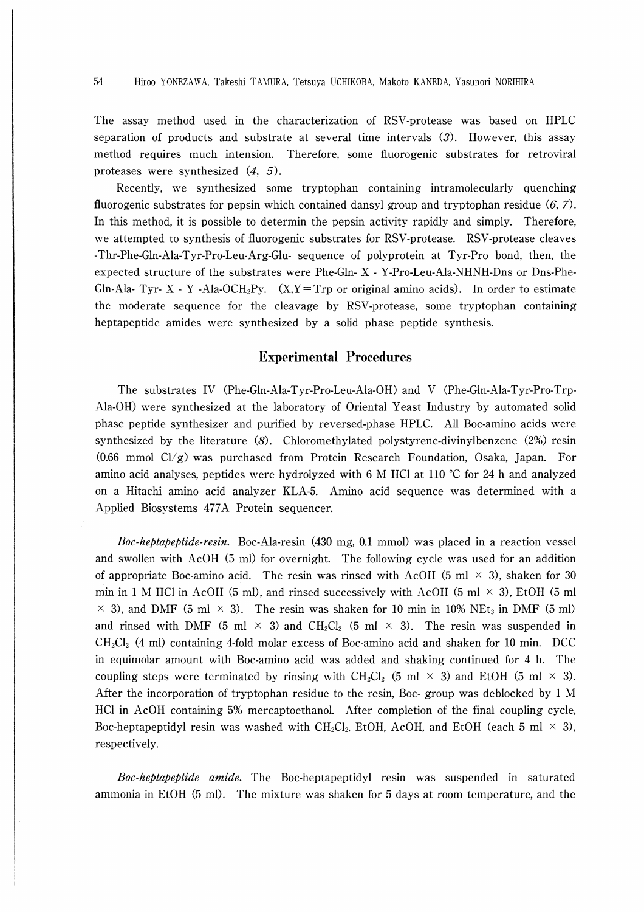The assay method used in the characterization of RSV-protease was based on HPLC separation of products and substrate at several time intervals (*3*). However, this assay method requires much intension. Therefore, some fluorogenic substrates for retroviral proteases were synthesized (*4*, *5*).

Recently, we synthesized some tryptophan containing intramolecularly quenching fluorogenic substrates for pepsin which contained dansyl group and tryptophan residue (*6*, *7*). In this method, it is possible to determin the pepsin activity rapidly and simply. Therefore, we attempted to synthesis of fluorogenic substrates for RSV-protease. RSV-protease cleaves -Thr-Phe-Gln-Ala-Tyr-Pro-Leu-Arg-Glu- sequence of polyprotein at Tyr-Pro bond, then, the expected structure of the substrates were Phe-Gln- X - Y-Pro-Leu-Ala-NHNH-Dns or Dns-Phe-Gln-Ala- Tyr- X - Y -Ala-$OCH_2Py$. (X,Y=Trp or original amino acids). In order to estimate the moderate sequence for the cleavage by RSV-protease, some tryptophan containing heptapeptide amides were synthesized by a solid phase peptide synthesis.

## Experimental Procedures

The substrates IV (Phe-Gln-Ala-Tyr-Pro-Leu-Ala-OH) and V (Phe-Gln-Ala-Tyr-Pro-Trp-Ala-OH) were synthesized at the laboratory of Oriental Yeast Industry by automated solid phase peptide synthesizer and purified by reversed-phase HPLC. All Boc-amino acids were synthesized by the literature (*8*). Chloromethylated polystyrene-divinylbenzene (2%) resin (0.66 mmol Cl/g) was purchased from Protein Research Foundation, Osaka, Japan. For amino acid analyses, peptides were hydrolyzed with 6 M HCl at 110 °C for 24 h and analyzed on a Hitachi amino acid analyzer KLA-5. Amino acid sequence was determined with a Applied Biosystems 477A Protein sequencer.

*Boc-heptapeptide-resin.* Boc-Ala-resin (430 mg, 0.1 mmol) was placed in a reaction vessel and swollen with AcOH (5 ml) for overnight. The following cycle was used for an addition of appropriate Boc-amino acid. The resin was rinsed with AcOH (5 ml × 3), shaken for 30 min in 1 M HCl in AcOH (5 ml), and rinsed successively with AcOH (5 ml × 3), EtOH (5 ml × 3), and DMF (5 ml × 3). The resin was shaken for 10 min in 10% $NEt_3$ in DMF (5 ml) and rinsed with DMF (5 ml × 3) and $CH_2Cl_2$ (5 ml × 3). The resin was suspended in $CH_2Cl_2$ (4 ml) containing 4-fold molar excess of Boc-amino acid and shaken for 10 min. DCC in equimolar amount with Boc-amino acid was added and shaking continued for 4 h. The coupling steps were terminated by rinsing with $CH_2Cl_2$ (5 ml × 3) and EtOH (5 ml × 3). After the incorporation of tryptophan residue to the resin, Boc- group was deblocked by 1 M HCl in AcOH containing 5% mercaptoethanol. After completion of the final coupling cycle, Boc-heptapeptidyl resin was washed with $CH_2Cl_2$, EtOH, AcOH, and EtOH (each 5 ml × 3), respectively.

*Boc-heptapeptide amide.* The Boc-heptapeptidyl resin was suspended in saturated ammonia in EtOH (5 ml). The mixture was shaken for 5 days at room temperature, and the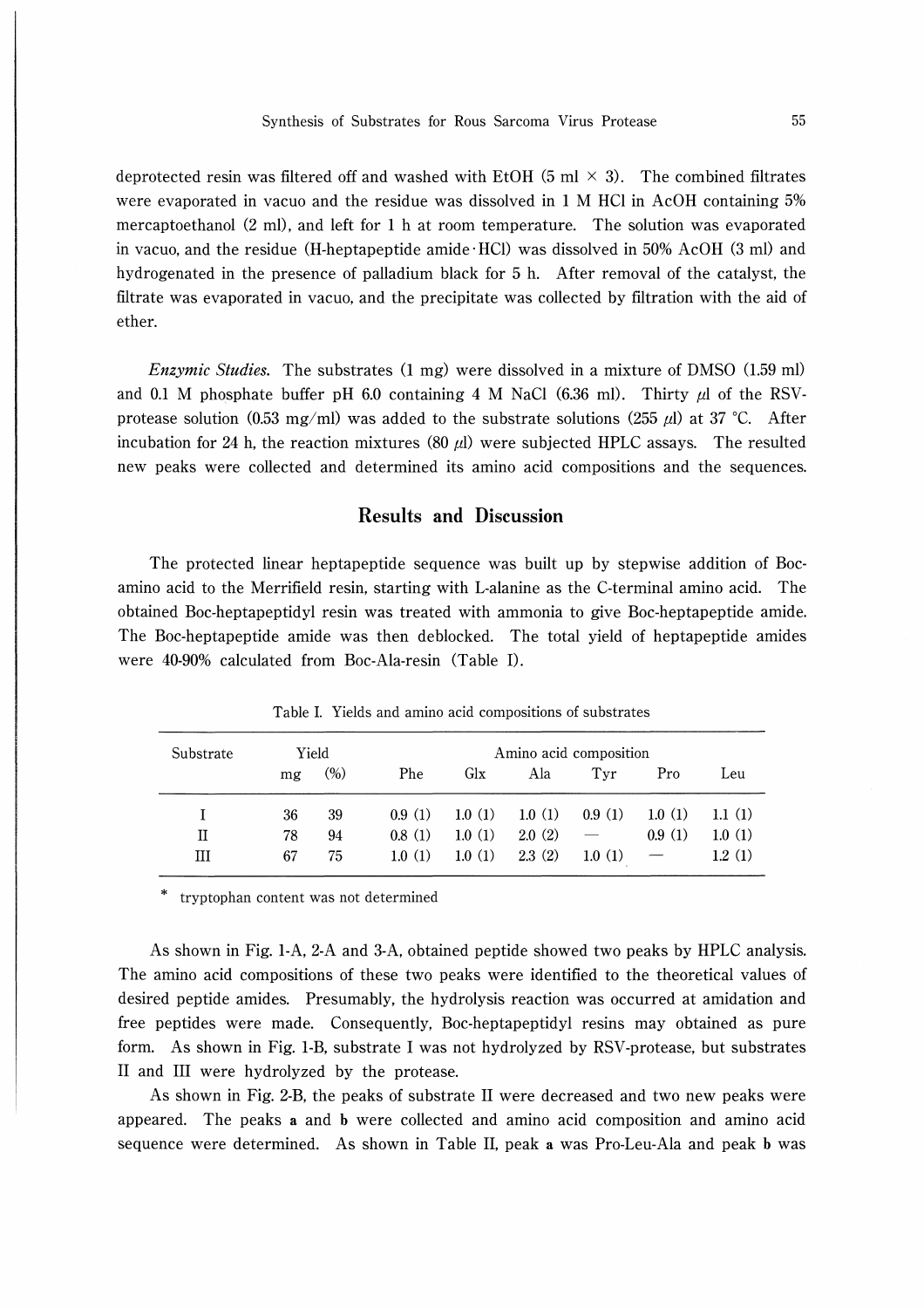deprotected resin was filtered off and washed with EtOH (5 ml × 3). The combined filtrates were evaporated in vacuo and the residue was dissolved in 1 M HCl in AcOH containing 5% mercaptoethanol (2 ml), and left for 1 h at room temperature. The solution was evaporated in vacuo, and the residue (H-heptapeptide amide·HCl) was dissolved in 50% AcOH (3 ml) and hydrogenated in the presence of palladium black for 5 h. After removal of the catalyst, the filtrate was evaporated in vacuo, and the precipitate was collected by filtration with the aid of ether.

*Enzymic Studies.* The substrates (1 mg) were dissolved in a mixture of DMSO (1.59 ml) and 0.1 M phosphate buffer pH 6.0 containing 4 M NaCl (6.36 ml). Thirty μl of the RSV-protease solution (0.53 mg/ml) was added to the substrate solutions (255 μl) at 37 °C. After incubation for 24 h, the reaction mixtures (80 μl) were subjected HPLC assays. The resulted new peaks were collected and determined its amino acid compositions and the sequences.

## Results and Discussion

The protected linear heptapeptide sequence was built up by stepwise addition of Boc-amino acid to the Merrifield resin, starting with L-alanine as the C-terminal amino acid. The obtained Boc-heptapeptidyl resin was treated with ammonia to give Boc-heptapeptide amide. The Boc-heptapeptide amide was then deblocked. The total yield of heptapeptide amides were 40-90% calculated from Boc-Ala-resin (Table I).

Table I. Yields and amino acid compositions of substrates

| Substrate | Yield | | Amino acid composition | | | | | |
|---|---|---|---|---|---|---|---|---|
| | mg | (%) | Phe | Glx | Ala | Tyr | Pro | Leu |
| I | 36 | 39 | 0.9 (1) | 1.0 (1) | 1.0 (1) | 0.9 (1) | 1.0 (1) | 1.1 (1) |
| II | 78 | 94 | 0.8 (1) | 1.0 (1) | 2.0 (2) | — | 0.9 (1) | 1.0 (1) |
| III | 67 | 75 | 1.0 (1) | 1.0 (1) | 2.3 (2) | 1.0 (1) | — | 1.2 (1) |

\* tryptophan content was not determined

As shown in Fig. 1-A, 2-A and 3-A, obtained peptide showed two peaks by HPLC analysis. The amino acid compositions of these two peaks were identified to the theoretical values of desired peptide amides. Presumably, the hydrolysis reaction was occurred at amidation and free peptides were made. Consequently, Boc-heptapeptidyl resins may obtained as pure form. As shown in Fig. 1-B, substrate I was not hydrolyzed by RSV-protease, but substrates II and III were hydrolyzed by the protease.

As shown in Fig. 2-B, the peaks of substrate II were decreased and two new peaks were appeared. The peaks **a** and **b** were collected and amino acid composition and amino acid sequence were determined. As shown in Table II, peak **a** was Pro-Leu-Ala and peak **b** was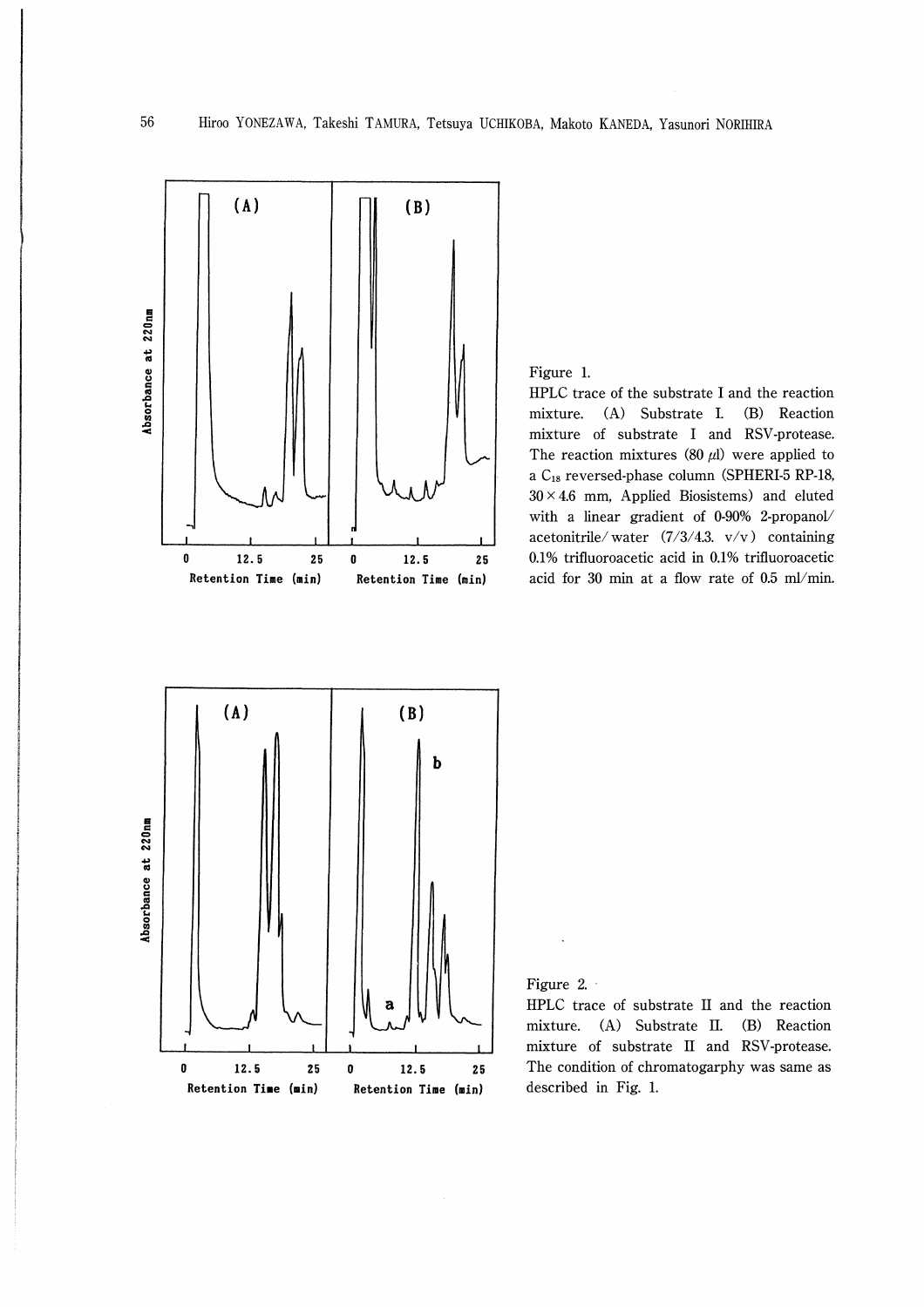Figure 1.
HPLC trace of the substrate I and the reaction mixture. (A) Substrate I. (B) Reaction mixture of substrate I and RSV-protease. The reaction mixtures (80 $\mu$l) were applied to a $C_{18}$ reversed-phase column (SPHERI-5 RP-18, $30 \times 4.6$ mm, Applied Biosistems) and eluted with a linear gradient of 0-90% 2-propanol/acetonitrile/water (7/3/4.3. v/v) containing 0.1% trifluoroacetic acid in 0.1% trifluoroacetic acid for 30 min at a flow rate of 0.5 ml/min.

Figure 2.
HPLC trace of substrate II and the reaction mixture. (A) Substrate II. (B) Reaction mixture of substrate II and RSV-protease. The condition of chromatogarphy was same as described in Fig. 1.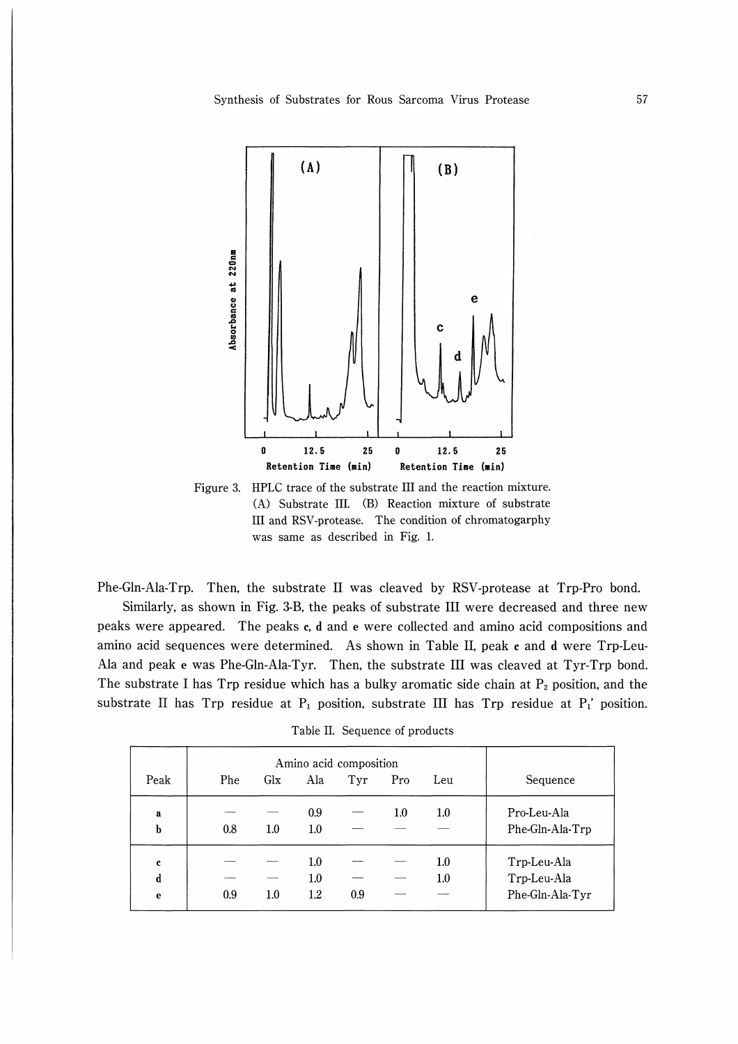Figure 3. HPLC trace of the substrate III and the reaction mixture. (A) Substrate III. (B) Reaction mixture of substrate III and RSV-protease. The condition of chromatogarphy was same as described in Fig. 1.

Phe-Gln-Ala-Trp. Then, the substrate II was cleaved by RSV-protease at Trp-Pro bond.

Similarly, as shown in Fig. 3-B, the peaks of substrate III were decreased and three new peaks were appeared. The peaks **c**, **d** and **e** were collected and amino acid compositions and amino acid sequences were determined. As shown in Table II, peak **c** and **d** were Trp-Leu-Ala and peak **e** was Phe-Gln-Ala-Tyr. Then, the substrate III was cleaved at Tyr-Trp bond. The substrate I has Trp residue which has a bulky aromatic side chain at $P_2$ position, and the substrate II has Trp residue at $P_1$ position, substrate III has Trp residue at $P_1'$ position.

Table II. Sequence of products

| Peak | Amino acid composition | | | | | | Sequence |
|---|---|---|---|---|---|---|---|
| | Phe | Glx | Ala | Tyr | Pro | Leu | |
| **a** | — | — | 0.9 | — | 1.0 | 1.0 | Pro-Leu-Ala |
| **b** | 0.8 | 1.0 | 1.0 | — | — | — | Phe-Gln-Ala-Trp |
| **c** | — | — | 1.0 | — | — | 1.0 | Trp-Leu-Ala |
| **d** | — | — | 1.0 | — | — | 1.0 | Trp-Leu-Ala |
| **e** | 0.9 | 1.0 | 1.2 | 0.9 | — | — | Phe-Gln-Ala-Tyr |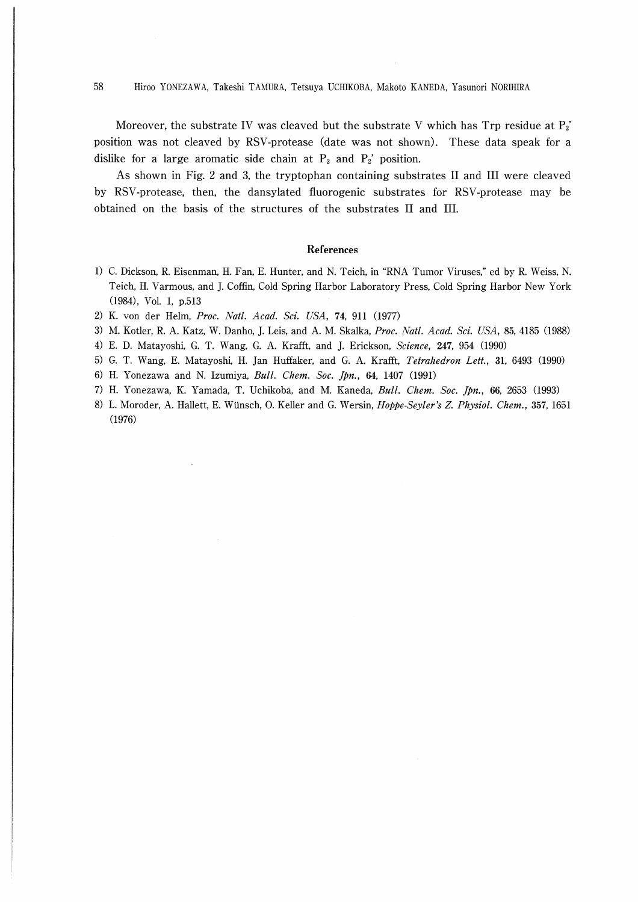Moreover, the substrate IV was cleaved but the substrate V which has Trp residue at $P_2$' position was not cleaved by RSV-protease (date was not shown). These data speak for a dislike for a large aromatic side chain at $P_2$ and $P_2$' position.

As shown in Fig. 2 and 3, the tryptophan containing substrates II and III were cleaved by RSV-protease, then, the dansylated fluorogenic substrates for RSV-protease may be obtained on the basis of the structures of the substrates II and III.

## References

1) C. Dickson, R. Eisenman, H. Fan, E. Hunter, and N. Teich, in "RNA Tumor Viruses," ed by R. Weiss, N. Teich, H. Varmous, and J. Coffin, Cold Spring Harbor Laboratory Press, Cold Spring Harbor New York (1984), Vol. 1, p.513
2) K. von der Helm, *Proc. Natl. Acad. Sci. USA*, **74**, 911 (1977)
3) M. Kotler, R. A. Katz, W. Danho, J. Leis, and A. M. Skalka, *Proc. Natl. Acad. Sci. USA*, **85**, 4185 (1988)
4) E. D. Matayoshi, G. T. Wang, G. A. Krafft, and J. Erickson, *Science*, **247**, 954 (1990)
5) G. T. Wang, E. Matayoshi, H. Jan Huffaker, and G. A. Krafft, *Tetrahedron Lett.*, **31**, 6493 (1990)
6) H. Yonezawa and N. Izumiya, *Bull. Chem. Soc. Jpn.*, **64**, 1407 (1991)
7) H. Yonezawa, K. Yamada, T. Uchikoba, and M. Kaneda, *Bull. Chem. Soc. Jpn.*, **66**, 2653 (1993)
8) L. Moroder, A. Hallett, E. Wünsch, O. Keller and G. Wersin, *Hoppe-Seyler's Z. Physiol. Chem.*, **357**, 1651 (1976)